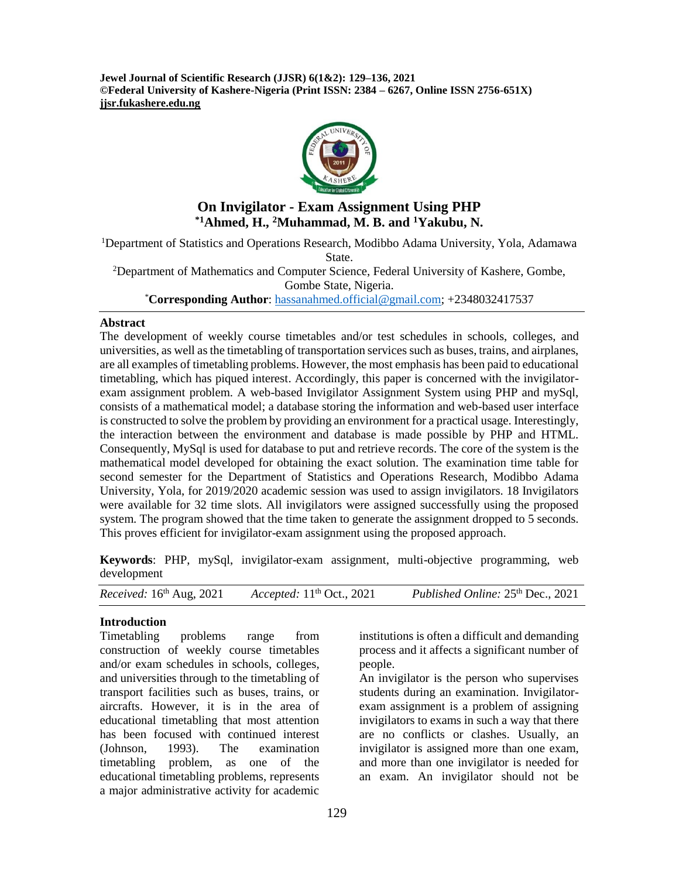**Jewel Journal of Scientific Research (JJSR) 6(1&2): 129–136, 2021**
**©Federal University of Kashere-Nigeria (Print ISSN: 2384 – 6267, Online ISSN 2756-651X)**
**jjsr.fukashere.edu.ng**

# On Invigilator - Exam Assignment Using PHP

**[*1]Ahmed, H., [2]Muhammad, M. B. and [1]Yakubu, N.**

[1]Department of Statistics and Operations Research, Modibbo Adama University, Yola, Adamawa State.

[2]Department of Mathematics and Computer Science, Federal University of Kashere, Gombe, Gombe State, Nigeria.

[*]**Corresponding Author**: hassanahmed.official@gmail.com; +2348032417537

## Abstract

The development of weekly course timetables and/or test schedules in schools, colleges, and universities, as well as the timetabling of transportation services such as buses, trains, and airplanes, are all examples of timetabling problems. However, the most emphasis has been paid to educational timetabling, which has piqued interest. Accordingly, this paper is concerned with the invigilator-exam assignment problem. A web-based Invigilator Assignment System using PHP and mySql, consists of a mathematical model; a database storing the information and web-based user interface is constructed to solve the problem by providing an environment for a practical usage. Interestingly, the interaction between the environment and database is made possible by PHP and HTML. Consequently, MySql is used for database to put and retrieve records. The core of the system is the mathematical model developed for obtaining the exact solution. The examination time table for second semester for the Department of Statistics and Operations Research, Modibbo Adama University, Yola, for 2019/2020 academic session was used to assign invigilators. 18 Invigilators were available for 32 time slots. All invigilators were assigned successfully using the proposed system. The program showed that the time taken to generate the assignment dropped to 5 seconds. This proves efficient for invigilator-exam assignment using the proposed approach.

**Keywords**: PHP, mySql, invigilator-exam assignment, multi-objective programming, web development

*Received:* 16th Aug, 2021 | *Accepted:* 11th Oct., 2021 | *Published Online:* 25th Dec., 2021

## Introduction

Timetabling problems range from construction of weekly course timetables and/or exam schedules in schools, colleges, and universities through to the timetabling of transport facilities such as buses, trains, or aircrafts. However, it is in the area of educational timetabling that most attention has been focused with continued interest (Johnson, 1993). The examination timetabling problem, as one of the educational timetabling problems, represents a major administrative activity for academic institutions is often a difficult and demanding process and it affects a significant number of people.

An invigilator is the person who supervises students during an examination. Invigilator-exam assignment is a problem of assigning invigilators to exams in such a way that there are no conflicts or clashes. Usually, an invigilator is assigned more than one exam, and more than one invigilator is needed for an exam. An invigilator should not be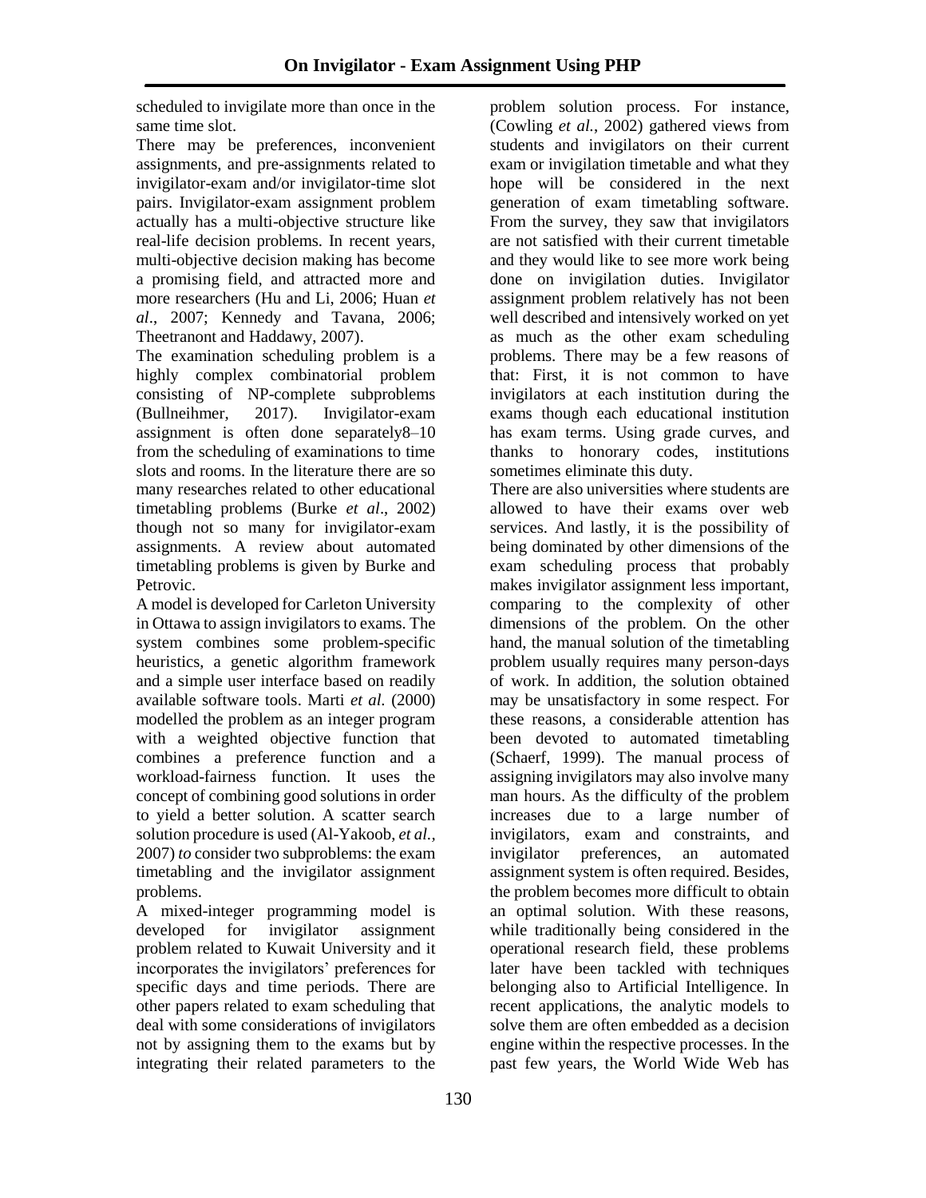scheduled to invigilate more than once in the same time slot.

There may be preferences, inconvenient assignments, and pre-assignments related to invigilator-exam and/or invigilator-time slot pairs. Invigilator-exam assignment problem actually has a multi-objective structure like real-life decision problems. In recent years, multi-objective decision making has become a promising field, and attracted more and more researchers (Hu and Li, 2006; Huan *et al*., 2007; Kennedy and Tavana, 2006; Theetranont and Haddawy, 2007).

The examination scheduling problem is a highly complex combinatorial problem consisting of NP-complete subproblems (Bullneihmer, 2017). Invigilator-exam assignment is often done separately8–10 from the scheduling of examinations to time slots and rooms. In the literature there are so many researches related to other educational timetabling problems (Burke *et al*., 2002) though not so many for invigilator-exam assignments. A review about automated timetabling problems is given by Burke and Petrovic.

A model is developed for Carleton University in Ottawa to assign invigilators to exams. The system combines some problem-specific heuristics, a genetic algorithm framework and a simple user interface based on readily available software tools. Marti *et al.* (2000) modelled the problem as an integer program with a weighted objective function that combines a preference function and a workload-fairness function. It uses the concept of combining good solutions in order to yield a better solution. A scatter search solution procedure is used (Al-Yakoob, *et al.*, 2007) *to* consider two subproblems: the exam timetabling and the invigilator assignment problems.

A mixed-integer programming model is developed for invigilator assignment problem related to Kuwait University and it incorporates the invigilators' preferences for specific days and time periods. There are other papers related to exam scheduling that deal with some considerations of invigilators not by assigning them to the exams but by integrating their related parameters to the problem solution process. For instance, (Cowling *et al.*, 2002) gathered views from students and invigilators on their current exam or invigilation timetable and what they hope will be considered in the next generation of exam timetabling software. From the survey, they saw that invigilators are not satisfied with their current timetable and they would like to see more work being done on invigilation duties. Invigilator assignment problem relatively has not been well described and intensively worked on yet as much as the other exam scheduling problems. There may be a few reasons of that: First, it is not common to have invigilators at each institution during the exams though each educational institution has exam terms. Using grade curves, and thanks to honorary codes, institutions sometimes eliminate this duty.

There are also universities where students are allowed to have their exams over web services. And lastly, it is the possibility of being dominated by other dimensions of the exam scheduling process that probably makes invigilator assignment less important, comparing to the complexity of other dimensions of the problem. On the other hand, the manual solution of the timetabling problem usually requires many person-days of work. In addition, the solution obtained may be unsatisfactory in some respect. For these reasons, a considerable attention has been devoted to automated timetabling (Schaerf, 1999). The manual process of assigning invigilators may also involve many man hours. As the difficulty of the problem increases due to a large number of invigilators, exam and constraints, and invigilator preferences, an automated assignment system is often required. Besides, the problem becomes more difficult to obtain an optimal solution. With these reasons, while traditionally being considered in the operational research field, these problems later have been tackled with techniques belonging also to Artificial Intelligence. In recent applications, the analytic models to solve them are often embedded as a decision engine within the respective processes. In the past few years, the World Wide Web has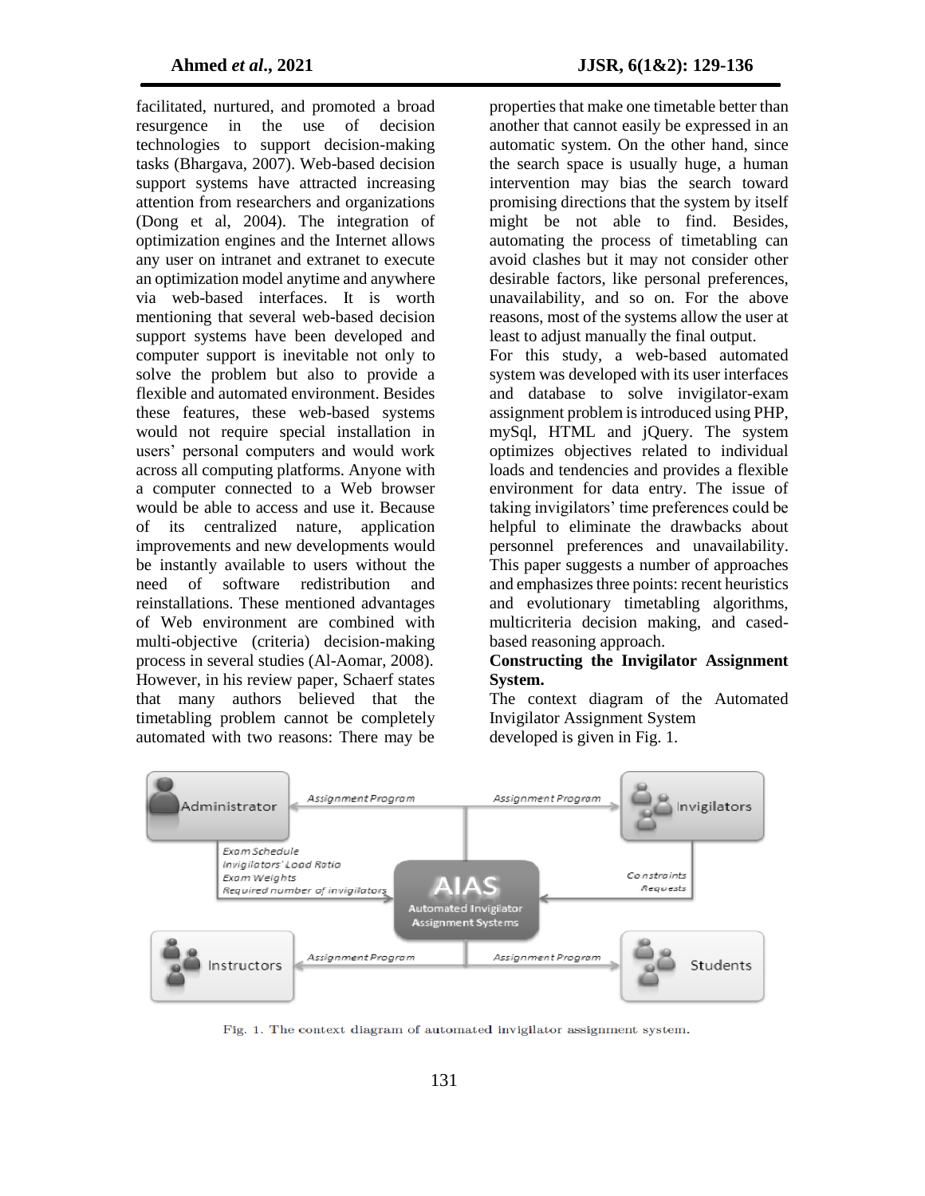facilitated, nurtured, and promoted a broad resurgence in the use of decision technologies to support decision-making tasks (Bhargava, 2007). Web-based decision support systems have attracted increasing attention from researchers and organizations (Dong et al, 2004). The integration of optimization engines and the Internet allows any user on intranet and extranet to execute an optimization model anytime and anywhere via web-based interfaces. It is worth mentioning that several web-based decision support systems have been developed and computer support is inevitable not only to solve the problem but also to provide a flexible and automated environment. Besides these features, these web-based systems would not require special installation in users' personal computers and would work across all computing platforms. Anyone with a computer connected to a Web browser would be able to access and use it. Because of its centralized nature, application improvements and new developments would be instantly available to users without the need of software redistribution and reinstallations. These mentioned advantages of Web environment are combined with multi-objective (criteria) decision-making process in several studies (Al-Aomar, 2008). However, in his review paper, Schaerf states that many authors believed that the timetabling problem cannot be completely automated with two reasons: There may be properties that make one timetable better than another that cannot easily be expressed in an automatic system. On the other hand, since the search space is usually huge, a human intervention may bias the search toward promising directions that the system by itself might be not able to find. Besides, automating the process of timetabling can avoid clashes but it may not consider other desirable factors, like personal preferences, unavailability, and so on. For the above reasons, most of the systems allow the user at least to adjust manually the final output.

For this study, a web-based automated system was developed with its user interfaces and database to solve invigilator-exam assignment problem is introduced using PHP, mySql, HTML and jQuery. The system optimizes objectives related to individual loads and tendencies and provides a flexible environment for data entry. The issue of taking invigilators' time preferences could be helpful to eliminate the drawbacks about personnel preferences and unavailability. This paper suggests a number of approaches and emphasizes three points: recent heuristics and evolutionary timetabling algorithms, multicriteria decision making, and cased-based reasoning approach.

**Constructing the Invigilator Assignment System.**

The context diagram of the Automated Invigilator Assignment System developed is given in Fig. 1.

Fig. 1. The context diagram of automated invigilator assignment system.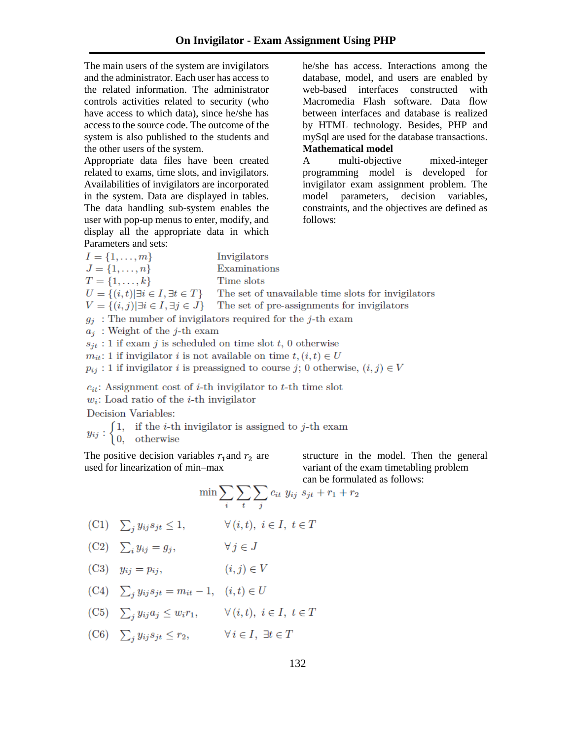The main users of the system are invigilators and the administrator. Each user has access to the related information. The administrator controls activities related to security (who have access to which data), since he/she has access to the source code. The outcome of the system is also published to the students and the other users of the system.

Appropriate data files have been created related to exams, time slots, and invigilators. Availabilities of invigilators are incorporated in the system. Data are displayed in tables. The data handling sub-system enables the user with pop-up menus to enter, modify, and display all the appropriate data in which he/she has access. Interactions among the database, model, and users are enabled by web-based interfaces constructed with Macromedia Flash software. Data flow between interfaces and database is realized by HTML technology. Besides, PHP and mySql are used for the database transactions.

**Mathematical model**

A multi-objective mixed-integer programming model is developed for invigilator exam assignment problem. The model parameters, decision variables, constraints, and the objectives are defined as follows:

Parameters and sets:

$I = \{1, \ldots, m\}$ Invigilators

$J = \{1, \ldots, n\}$ Examinations

$T = \{1, \ldots, k\}$ Time slots

$U = \{(i,t) | \exists i \in I, \exists t \in T\}$ The set of unavailable time slots for invigilators

$V = \{(i,j) | \exists i \in I, \exists j \in J\}$ The set of pre-assignments for invigilators

$g_j$ : The number of invigilators required for the $j$-th exam

$a_j$ : Weight of the $j$-th exam

$s_{jt}$ : 1 if exam $j$ is scheduled on time slot $t$, 0 otherwise

$m_{it}$: 1 if invigilator $i$ is not available on time $t$, $(i,t) \in U$

$p_{ij}$ : 1 if invigilator $i$ is preassigned to course $j$; 0 otherwise, $(i,j) \in V$

$c_{it}$: Assignment cost of $i$-th invigilator to $t$-th time slot

$w_i$: Load ratio of the $i$-th invigilator

Decision Variables:

$$y_{ij} : \begin{cases} 1, & \text{if the } i\text{-th invigilator is assigned to } j\text{-th exam} \\ 0, & \text{otherwise} \end{cases}$$

The positive decision variables $r_1$ and $r_2$ are used for linearization of min–max structure in the model. Then the general variant of the exam timetabling problem can be formulated as follows:

$$\min \sum_i \sum_t \sum_j c_{it} \; y_{ij} \; s_{jt} + r_1 + r_2$$

(C1) $\sum_j y_{ij} s_{jt} \leq 1, \qquad \forall (i,t), \; i \in I, \; t \in T$

(C2) $\sum_i y_{ij} = g_j, \qquad \forall j \in J$

(C3) $y_{ij} = p_{ij}, \qquad (i,j) \in V$

(C4) $\sum_j y_{ij} s_{jt} = m_{it} - 1, \qquad (i,t) \in U$

(C5) $\sum_j y_{ij} a_j \leq w_i r_1, \qquad \forall (i,t), \; i \in I, \; t \in T$

(C6) $\sum_j y_{ij} s_{jt} \leq r_2, \qquad \forall i \in I, \; \exists t \in T$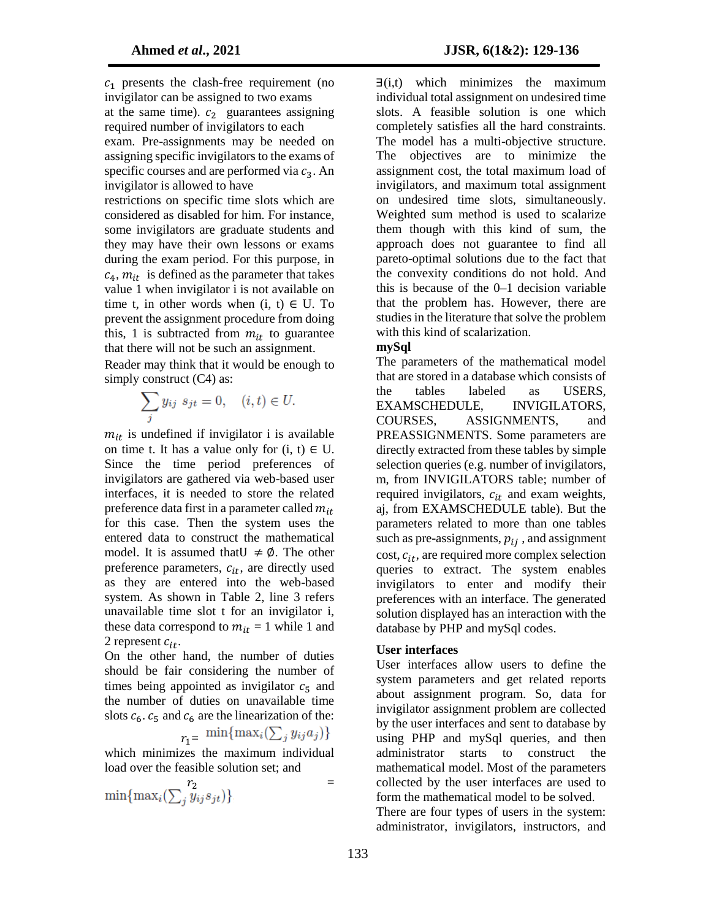$c_1$ presents the clash-free requirement (no invigilator can be assigned to two exams at the same time). $c_2$ guarantees assigning required number of invigilators to each exam. Pre-assignments may be needed on assigning specific invigilators to the exams of specific courses and are performed via $c_3$. An invigilator is allowed to have restrictions on specific time slots which are considered as disabled for him. For instance, some invigilators are graduate students and they may have their own lessons or exams during the exam period. For this purpose, in $c_4$, $m_{it}$ is defined as the parameter that takes value 1 when invigilator i is not available on time t, in other words when (i, t) ∈ U. To prevent the assignment procedure from doing this, 1 is subtracted from $m_{it}$ to guarantee that there will not be such an assignment.

Reader may think that it would be enough to simply construct (C4) as:

$$\sum_j y_{ij}\ s_{jt} = 0, \quad (i, t) \in U.$$

$m_{it}$ is undefined if invigilator i is available on time t. It has a value only for (i, t) ∈ U. Since the time period preferences of invigilators are gathered via web-based user interfaces, it is needed to store the related preference data first in a parameter called $m_{it}$ for this case. Then the system uses the entered data to construct the mathematical model. It is assumed that $U \neq \emptyset$. The other preference parameters, $c_{it}$, are directly used as they are entered into the web-based system. As shown in Table 2, line 3 refers unavailable time slot t for an invigilator i, these data correspond to $m_{it}$ = 1 while 1 and 2 represent $c_{it}$.

On the other hand, the number of duties should be fair considering the number of times being appointed as invigilator $c_5$ and the number of duties on unavailable time slots $c_6$. $c_5$ and $c_6$ are the linearization of the:

$$r_1 = \min\{\max_i(\textstyle\sum_j y_{ij} a_j)\}$$

which minimizes the maximum individual load over the feasible solution set; and

$$r_2 = \min\{\max_i(\textstyle\sum_j y_{ij} s_{jt})\}$$

∃(i,t) which minimizes the maximum individual total assignment on undesired time slots. A feasible solution is one which completely satisfies all the hard constraints. The model has a multi-objective structure. The objectives are to minimize the assignment cost, the total maximum load of invigilators, and maximum total assignment on undesired time slots, simultaneously. Weighted sum method is used to scalarize them though with this kind of sum, the approach does not guarantee to find all pareto-optimal solutions due to the fact that the convexity conditions do not hold. And this is because of the 0–1 decision variable that the problem has. However, there are studies in the literature that solve the problem with this kind of scalarization.

**mySql**

The parameters of the mathematical model that are stored in a database which consists of the tables labeled as USERS, EXAMSCHEDULE, INVIGILATORS, COURSES, ASSIGNMENTS, and PREASSIGNMENTS. Some parameters are directly extracted from these tables by simple selection queries (e.g. number of invigilators, m, from INVIGILATORS table; number of required invigilators, $c_{it}$ and exam weights, aj, from EXAMSCHEDULE table). But the parameters related to more than one tables such as pre-assignments, $p_{ij}$, and assignment cost, $c_{it}$, are required more complex selection queries to extract. The system enables invigilators to enter and modify their preferences with an interface. The generated solution displayed has an interaction with the database by PHP and mySql codes.

**User interfaces**

User interfaces allow users to define the system parameters and get related reports about assignment program. So, data for invigilator assignment problem are collected by the user interfaces and sent to database by using PHP and mySql queries, and then administrator starts to construct the mathematical model. Most of the parameters collected by the user interfaces are used to form the mathematical model to be solved.

There are four types of users in the system: administrator, invigilators, instructors, and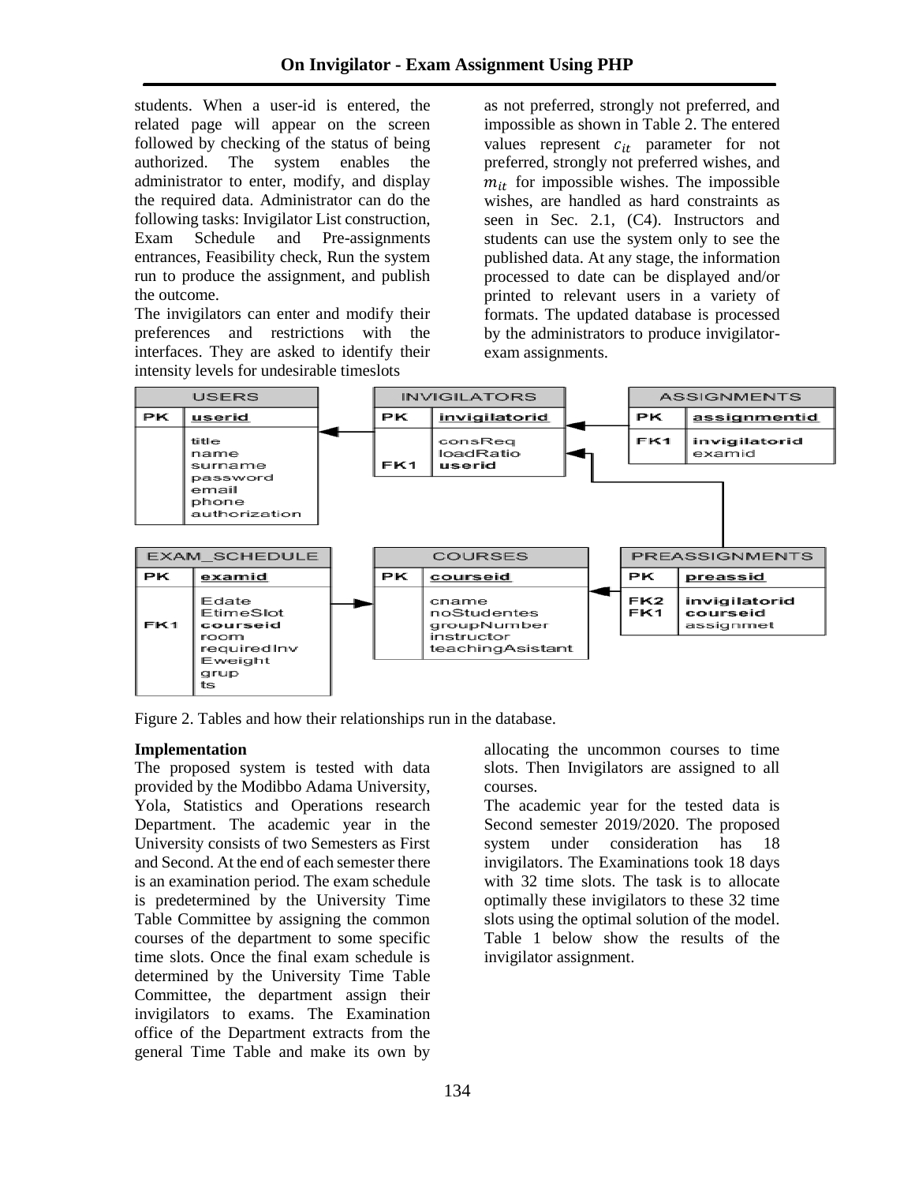students. When a user-id is entered, the related page will appear on the screen followed by checking of the status of being authorized. The system enables the administrator to enter, modify, and display the required data. Administrator can do the following tasks: Invigilator List construction, Exam Schedule and Pre-assignments entrances, Feasibility check, Run the system run to produce the assignment, and publish the outcome.

The invigilators can enter and modify their preferences and restrictions with the interfaces. They are asked to identify their intensity levels for undesirable timeslots as not preferred, strongly not preferred, and impossible as shown in Table 2. The entered values represent $c_{it}$ parameter for not preferred, strongly not preferred wishes, and $m_{it}$ for impossible wishes. The impossible wishes, are handled as hard constraints as seen in Sec. 2.1, (C4). Instructors and students can use the system only to see the published data. At any stage, the information processed to date can be displayed and/or printed to relevant users in a variety of formats. The updated database is processed by the administrators to produce invigilator-exam assignments.

**USERS**

| PK | userid |
|---|---|
| | title<br>name<br>surname<br>password<br>email<br>phone<br>authorization |

**INVIGILATORS**

| PK | invigilatorid |
|---|---|
| FK1 | consReq<br>loadRatio<br>userid |

**ASSIGNMENTS**

| PK | assignmentid |
|---|---|
| FK1 | invigilatorid<br>examid |

**EXAM_SCHEDULE**

| PK | examid |
|---|---|
| FK1 | Edate<br>EtimeSlot<br>courseid<br>room<br>requiredInv<br>Eweight<br>grup<br>ts |

**COURSES**

| PK | courseid |
|---|---|
| | cname<br>noStudentes<br>groupNumber<br>instructor<br>teachingAsistant |

**PREASSIGNMENTS**

| PK | preassid |
|---|---|
| FK2<br>FK1 | invigilatorid<br>courseid<br>assignmet |

Figure 2. Tables and how their relationships run in the database.

**Implementation**

The proposed system is tested with data provided by the Modibbo Adama University, Yola, Statistics and Operations research Department. The academic year in the University consists of two Semesters as First and Second. At the end of each semester there is an examination period. The exam schedule is predetermined by the University Time Table Committee by assigning the common courses of the department to some specific time slots. Once the final exam schedule is determined by the University Time Table Committee, the department assign their invigilators to exams. The Examination office of the Department extracts from the general Time Table and make its own by allocating the uncommon courses to time slots. Then Invigilators are assigned to all courses.

The academic year for the tested data is Second semester 2019/2020. The proposed system under consideration has 18 invigilators. The Examinations took 18 days with 32 time slots. The task is to allocate optimally these invigilators to these 32 time slots using the optimal solution of the model. Table 1 below show the results of the invigilator assignment.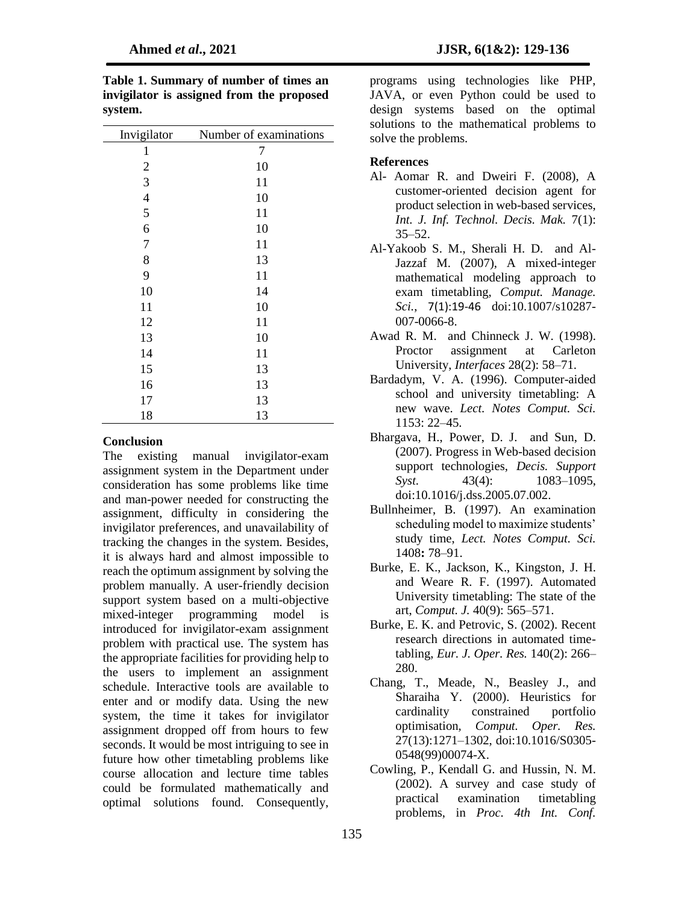**Table 1. Summary of number of times an invigilator is assigned from the proposed system.**

| Invigilator | Number of examinations |
|---|---|
| 1 | 7 |
| 2 | 10 |
| 3 | 11 |
| 4 | 10 |
| 5 | 11 |
| 6 | 10 |
| 7 | 11 |
| 8 | 13 |
| 9 | 11 |
| 10 | 14 |
| 11 | 10 |
| 12 | 11 |
| 13 | 10 |
| 14 | 11 |
| 15 | 13 |
| 16 | 13 |
| 17 | 13 |
| 18 | 13 |

## Conclusion

The existing manual invigilator-exam assignment system in the Department under consideration has some problems like time and man-power needed for constructing the assignment, difficulty in considering the invigilator preferences, and unavailability of tracking the changes in the system. Besides, it is always hard and almost impossible to reach the optimum assignment by solving the problem manually. A user-friendly decision support system based on a multi-objective mixed-integer programming model is introduced for invigilator-exam assignment problem with practical use. The system has the appropriate facilities for providing help to the users to implement an assignment schedule. Interactive tools are available to enter and or modify data. Using the new system, the time it takes for invigilator assignment dropped off from hours to few seconds. It would be most intriguing to see in future how other timetabling problems like course allocation and lecture time tables could be formulated mathematically and optimal solutions found. Consequently, programs using technologies like PHP, JAVA, or even Python could be used to design systems based on the optimal solutions to the mathematical problems to solve the problems.

## References

Al- Aomar R. and Dweiri F. (2008), A customer-oriented decision agent for product selection in web-based services, *Int. J. Inf. Technol. Decis. Mak.* 7(1): 35–52.

Al-Yakoob S. M., Sherali H. D. and Al-Jazzaf M. (2007), A mixed-integer mathematical modeling approach to exam timetabling, *Comput. Manage. Sci.*, 7(1):19-46 doi:10.1007/s10287-007-0066-8.

Awad R. M. and Chinneck J. W. (1998). Proctor assignment at Carleton University, *Interfaces* 28(2): 58–71.

Bardadym, V. A. (1996). Computer-aided school and university timetabling: A new wave. *Lect. Notes Comput. Sci.* 1153: 22–45.

Bhargava, H., Power, D. J. and Sun, D. (2007). Progress in Web-based decision support technologies, *Decis. Support Syst.* 43(4): 1083–1095, doi:10.1016/j.dss.2005.07.002.

Bullnheimer, B. (1997). An examination scheduling model to maximize students' study time, *Lect. Notes Comput. Sci.* 1408**:** 78–91.

Burke, E. K., Jackson, K., Kingston, J. H. and Weare R. F. (1997). Automated University timetabling: The state of the art, *Comput. J.* 40(9): 565–571.

Burke, E. K. and Petrovic, S. (2002). Recent research directions in automated time-tabling, *Eur. J. Oper. Res.* 140(2): 266–280.

Chang, T., Meade, N., Beasley J., and Sharaiha Y. (2000). Heuristics for cardinality constrained portfolio optimisation, *Comput. Oper. Res.* 27(13):1271–1302, doi:10.1016/S0305-0548(99)00074-X.

Cowling, P., Kendall G. and Hussin, N. M. (2002). A survey and case study of practical examination timetabling problems, in *Proc. 4th Int. Conf.*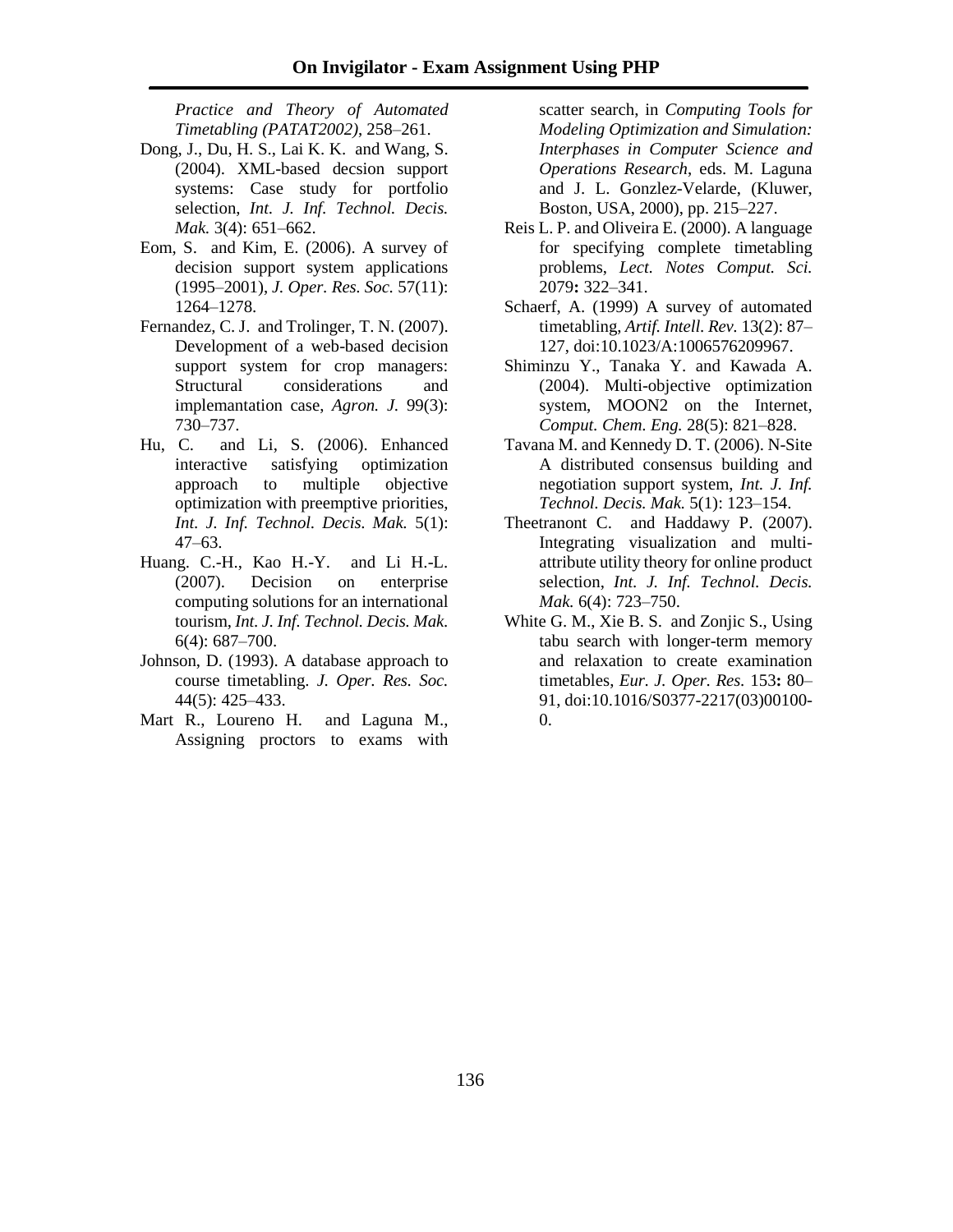*Practice and Theory of Automated Timetabling (PATAT2002)*, 258–261.

Dong, J., Du, H. S., Lai K. K. and Wang, S. (2004). XML-based decsion support systems: Case study for portfolio selection, *Int. J. Inf. Technol. Decis. Mak.* 3(4): 651–662.

Eom, S. and Kim, E. (2006). A survey of decision support system applications (1995–2001), *J. Oper. Res. Soc.* 57(11): 1264–1278.

Fernandez, C. J. and Trolinger, T. N. (2007). Development of a web-based decision support system for crop managers: Structural considerations and implemantation case, *Agron. J.* 99(3): 730–737.

Hu, C. and Li, S. (2006). Enhanced interactive satisfying optimization approach to multiple objective optimization with preemptive priorities, *Int. J. Inf. Technol. Decis. Mak.* 5(1): 47–63.

Huang. C.-H., Kao H.-Y. and Li H.-L. (2007). Decision on enterprise computing solutions for an international tourism, *Int. J. Inf. Technol. Decis. Mak.* 6(4): 687–700.

Johnson, D. (1993). A database approach to course timetabling. *J. Oper. Res. Soc.* 44(5): 425–433.

Mart R., Loureno H. and Laguna M., Assigning proctors to exams with scatter search, in *Computing Tools for Modeling Optimization and Simulation: Interphases in Computer Science and Operations Research*, eds. M. Laguna and J. L. Gonzlez-Velarde, (Kluwer, Boston, USA, 2000), pp. 215–227.

Reis L. P. and Oliveira E. (2000). A language for specifying complete timetabling problems, *Lect. Notes Comput. Sci.* 2079**:** 322–341.

Schaerf, A. (1999) A survey of automated timetabling, *Artif. Intell. Rev.* 13(2): 87–127, doi:10.1023/A:1006576209967.

Shiminzu Y., Tanaka Y. and Kawada A. (2004). Multi-objective optimization system, MOON2 on the Internet, *Comput. Chem. Eng.* 28(5): 821–828.

Tavana M. and Kennedy D. T. (2006). N-Site A distributed consensus building and negotiation support system, *Int. J. Inf. Technol. Decis. Mak.* 5(1): 123–154.

Theetranont C. and Haddawy P. (2007). Integrating visualization and multi-attribute utility theory for online product selection, *Int. J. Inf. Technol. Decis. Mak.* 6(4): 723–750.

White G. M., Xie B. S. and Zonjic S., Using tabu search with longer-term memory and relaxation to create examination timetables, *Eur. J. Oper. Res.* 153**:** 80–91, doi:10.1016/S0377-2217(03)00100-0.